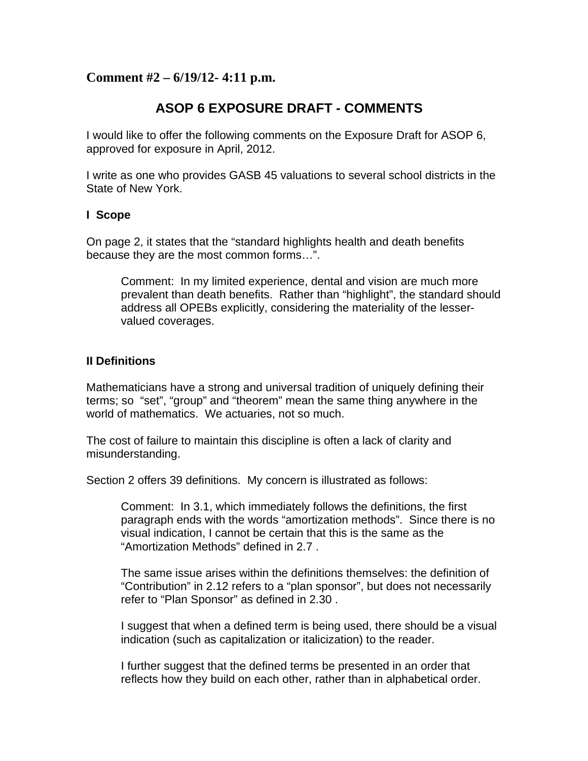**Comment #2 – 6/19/12- 4:11 p.m.**

# ASOP 6 EXPOSURE DRAFT - COMMENTS

I would like to offer the following comments on the Exposure Draft for ASOP 6, approved for exposure in April, 2012.

I write as one who provides GASB 45 valuations to several school districts in the State of New York.

### I Scope

On page 2, it states that the "standard highlights health and death benefits because they are the most common forms…".

> Comment: In my limited experience, dental and vision are much more prevalent than death benefits. Rather than "highlight", the standard should address all OPEBs explicitly, considering the materiality of the lesser-valued coverages.

### II Definitions

Mathematicians have a strong and universal tradition of uniquely defining their terms; so "set", "group" and "theorem" mean the same thing anywhere in the world of mathematics. We actuaries, not so much.

The cost of failure to maintain this discipline is often a lack of clarity and misunderstanding.

Section 2 offers 39 definitions. My concern is illustrated as follows:

> Comment: In 3.1, which immediately follows the definitions, the first paragraph ends with the words "amortization methods". Since there is no visual indication, I cannot be certain that this is the same as the "Amortization Methods" defined in 2.7 .
>
> The same issue arises within the definitions themselves: the definition of "Contribution" in 2.12 refers to a "plan sponsor", but does not necessarily refer to "Plan Sponsor" as defined in 2.30 .
>
> I suggest that when a defined term is being used, there should be a visual indication (such as capitalization or italicization) to the reader.
>
> I further suggest that the defined terms be presented in an order that reflects how they build on each other, rather than in alphabetical order.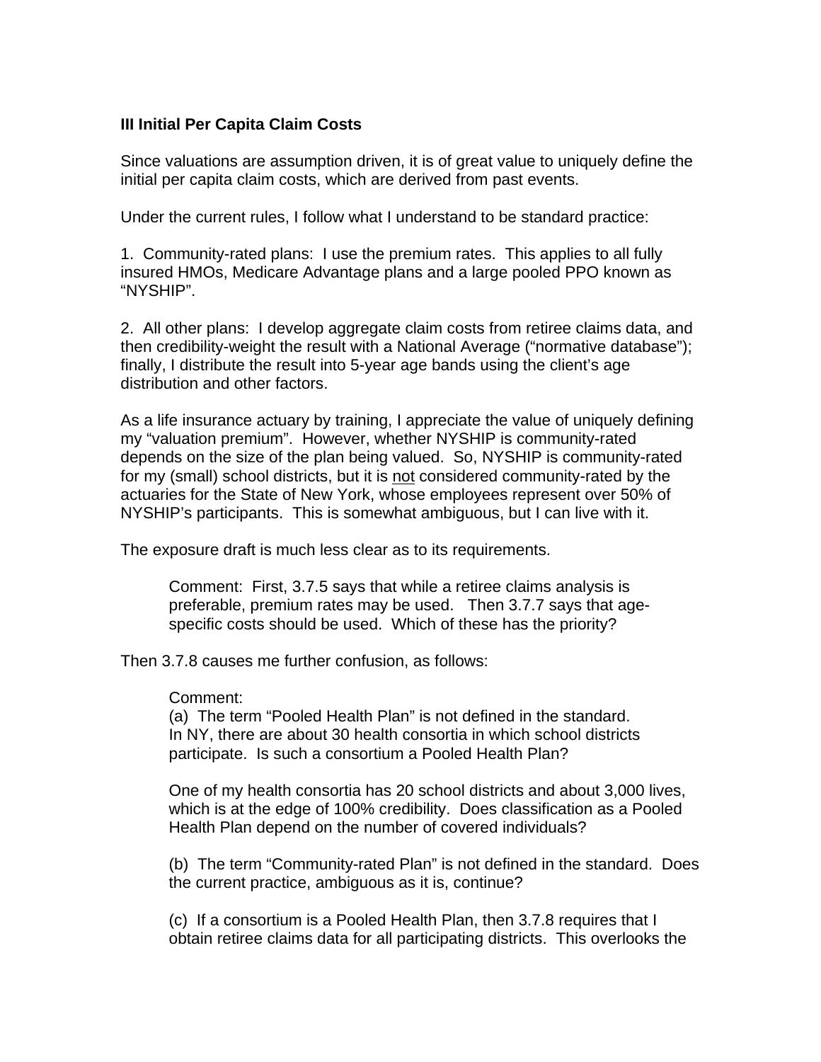**III Initial Per Capita Claim Costs**

Since valuations are assumption driven, it is of great value to uniquely define the initial per capita claim costs, which are derived from past events.

Under the current rules, I follow what I understand to be standard practice:

1. Community-rated plans: I use the premium rates. This applies to all fully insured HMOs, Medicare Advantage plans and a large pooled PPO known as "NYSHIP".

2. All other plans: I develop aggregate claim costs from retiree claims data, and then credibility-weight the result with a National Average ("normative database"); finally, I distribute the result into 5-year age bands using the client's age distribution and other factors.

As a life insurance actuary by training, I appreciate the value of uniquely defining my "valuation premium". However, whether NYSHIP is community-rated depends on the size of the plan being valued. So, NYSHIP is community-rated for my (small) school districts, but it is <u>not</u> considered community-rated by the actuaries for the State of New York, whose employees represent over 50% of NYSHIP's participants. This is somewhat ambiguous, but I can live with it.

The exposure draft is much less clear as to its requirements.

> Comment: First, 3.7.5 says that while a retiree claims analysis is preferable, premium rates may be used. Then 3.7.7 says that age-specific costs should be used. Which of these has the priority?

Then 3.7.8 causes me further confusion, as follows:

> Comment:
> (a) The term "Pooled Health Plan" is not defined in the standard. In NY, there are about 30 health consortia in which school districts participate. Is such a consortium a Pooled Health Plan?
>
> One of my health consortia has 20 school districts and about 3,000 lives, which is at the edge of 100% credibility. Does classification as a Pooled Health Plan depend on the number of covered individuals?
>
> (b) The term "Community-rated Plan" is not defined in the standard. Does the current practice, ambiguous as it is, continue?
>
> (c) If a consortium is a Pooled Health Plan, then 3.7.8 requires that I obtain retiree claims data for all participating districts. This overlooks the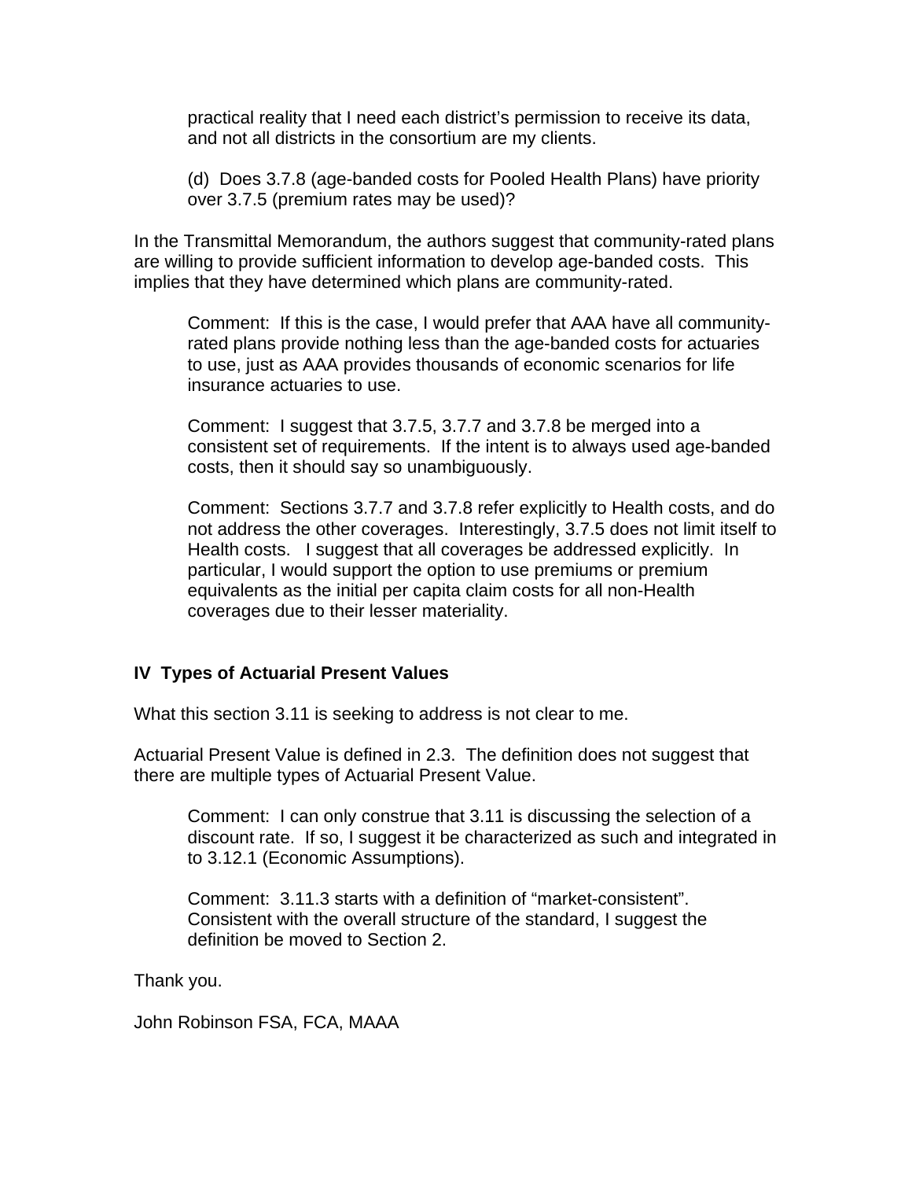practical reality that I need each district's permission to receive its data, and not all districts in the consortium are my clients.

(d) Does 3.7.8 (age-banded costs for Pooled Health Plans) have priority over 3.7.5 (premium rates may be used)?

In the Transmittal Memorandum, the authors suggest that community-rated plans are willing to provide sufficient information to develop age-banded costs. This implies that they have determined which plans are community-rated.

Comment: If this is the case, I would prefer that AAA have all community-rated plans provide nothing less than the age-banded costs for actuaries to use, just as AAA provides thousands of economic scenarios for life insurance actuaries to use.

Comment: I suggest that 3.7.5, 3.7.7 and 3.7.8 be merged into a consistent set of requirements. If the intent is to always used age-banded costs, then it should say so unambiguously.

Comment: Sections 3.7.7 and 3.7.8 refer explicitly to Health costs, and do not address the other coverages. Interestingly, 3.7.5 does not limit itself to Health costs. I suggest that all coverages be addressed explicitly. In particular, I would support the option to use premiums or premium equivalents as the initial per capita claim costs for all non-Health coverages due to their lesser materiality.

## IV Types of Actuarial Present Values

What this section 3.11 is seeking to address is not clear to me.

Actuarial Present Value is defined in 2.3. The definition does not suggest that there are multiple types of Actuarial Present Value.

Comment: I can only construe that 3.11 is discussing the selection of a discount rate. If so, I suggest it be characterized as such and integrated in to 3.12.1 (Economic Assumptions).

Comment: 3.11.3 starts with a definition of "market-consistent". Consistent with the overall structure of the standard, I suggest the definition be moved to Section 2.

Thank you.

John Robinson FSA, FCA, MAAA